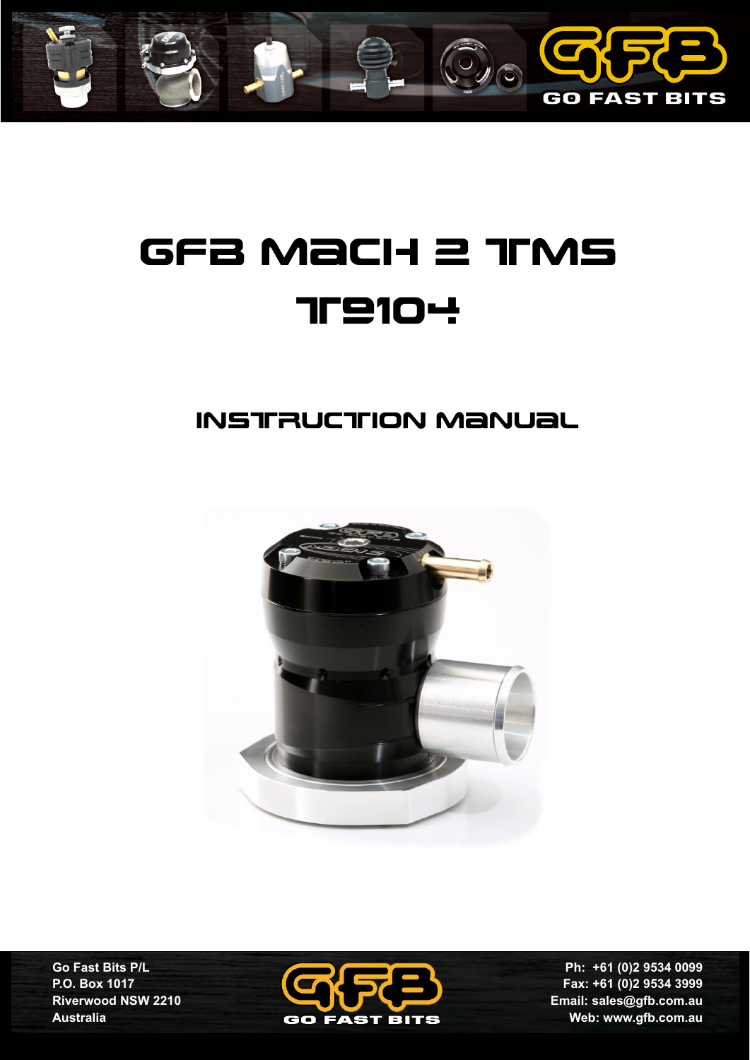# GFB Mach 2 TMS

# T9104

## Instruction Manual

Go Fast Bits P/L
P.O. Box 1017
Riverwood NSW 2210
Australia

Ph: +61 (0)2 9534 0099
Fax: +61 (0)2 9534 3999
Email: sales@gfb.com.au
Web: www.gfb.com.au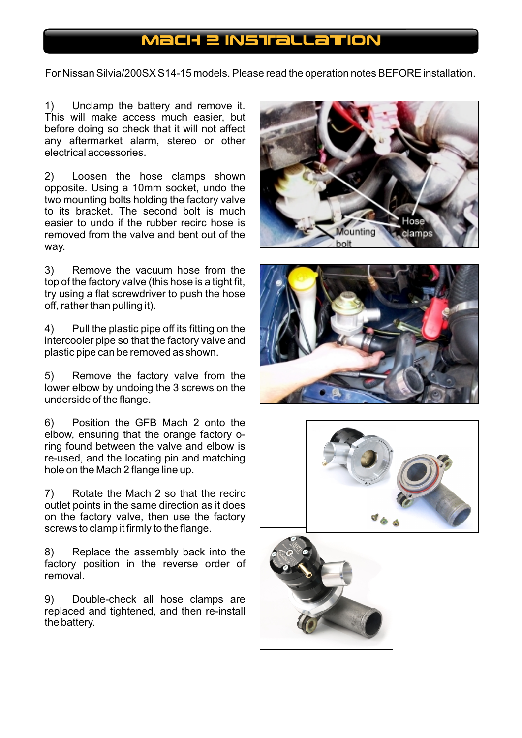# Mach 2 Installation

For Nissan Silvia/200SX S14-15 models. Please read the operation notes BEFORE installation.

1) Unclamp the battery and remove it. This will make access much easier, but before doing so check that it will not affect any aftermarket alarm, stereo or other electrical accessories.

2) Loosen the hose clamps shown opposite. Using a 10mm socket, undo the two mounting bolts holding the factory valve to its bracket. The second bolt is much easier to undo if the rubber recirc hose is removed from the valve and bent out of the way.

3) Remove the vacuum hose from the top of the factory valve (this hose is a tight fit, try using a flat screwdriver to push the hose off, rather than pulling it).

4) Pull the plastic pipe off its fitting on the intercooler pipe so that the factory valve and plastic pipe can be removed as shown.

5) Remove the factory valve from the lower elbow by undoing the 3 screws on the underside of the flange.

6) Position the GFB Mach 2 onto the elbow, ensuring that the orange factory o-ring found between the valve and elbow is re-used, and the locating pin and matching hole on the Mach 2 flange line up.

7) Rotate the Mach 2 so that the recirc outlet points in the same direction as it does on the factory valve, then use the factory screws to clamp it firmly to the flange.

8) Replace the assembly back into the factory position in the reverse order of removal.

9) Double-check all hose clamps are replaced and tightened, and then re-install the battery.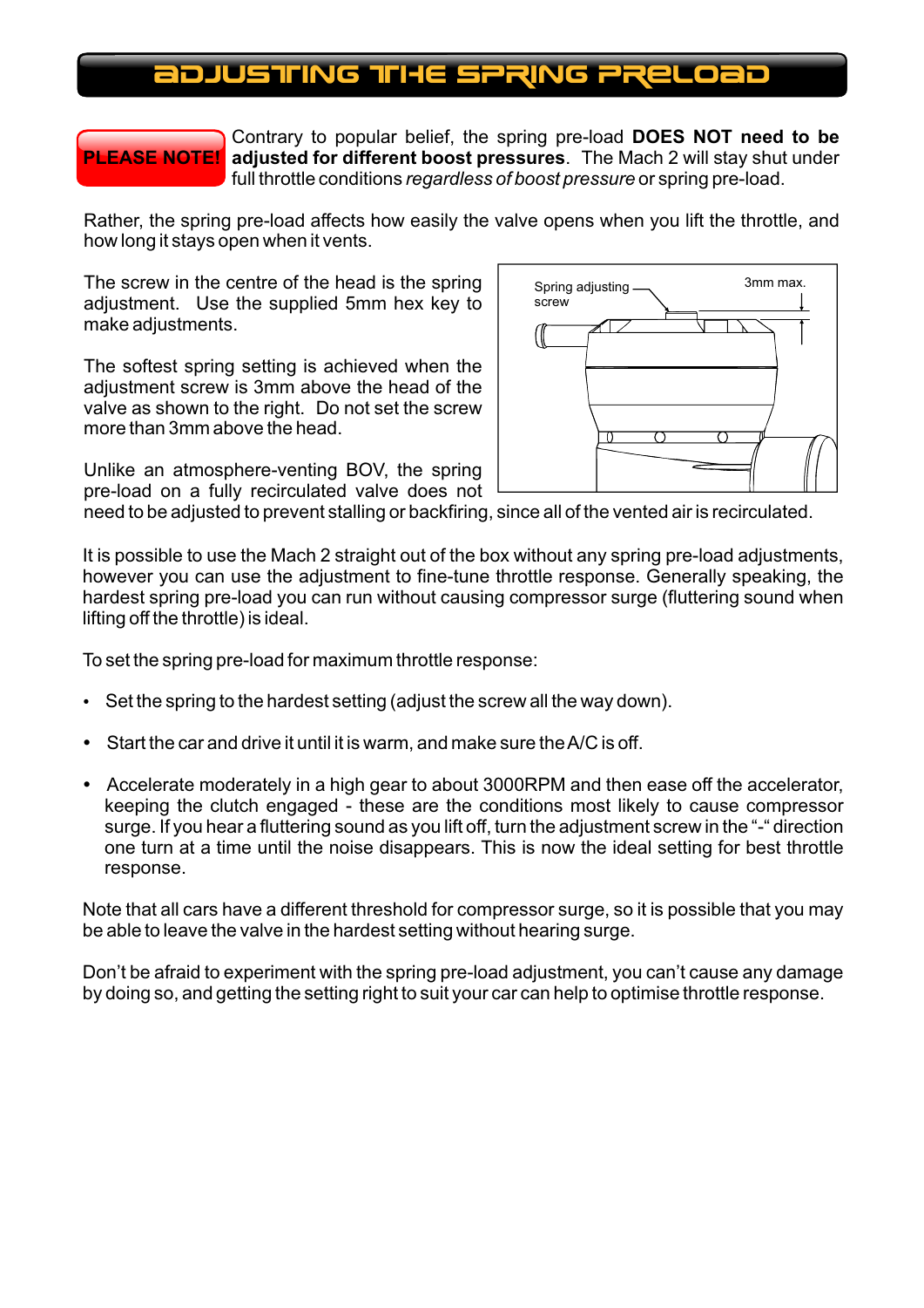# ADJUSTING THE SPRING PRELOAD

**PLEASE NOTE!** Contrary to popular belief, the spring pre-load **DOES NOT need to be adjusted for different boost pressures**. The Mach 2 will stay shut under full throttle conditions *regardless of boost pressure* or spring pre-load.

Rather, the spring pre-load affects how easily the valve opens when you lift the throttle, and how long it stays open when it vents.

The screw in the centre of the head is the spring adjustment. Use the supplied 5mm hex key to make adjustments.

The softest spring setting is achieved when the adjustment screw is 3mm above the head of the valve as shown to the right. Do not set the screw more than 3mm above the head.

Spring adjusting screw

3mm max.

Unlike an atmosphere-venting BOV, the spring pre-load on a fully recirculated valve does not need to be adjusted to prevent stalling or backfiring, since all of the vented air is recirculated.

It is possible to use the Mach 2 straight out of the box without any spring pre-load adjustments, however you can use the adjustment to fine-tune throttle response. Generally speaking, the hardest spring pre-load you can run without causing compressor surge (fluttering sound when lifting off the throttle) is ideal.

To set the spring pre-load for maximum throttle response:

- Set the spring to the hardest setting (adjust the screw all the way down).
- Start the car and drive it until it is warm, and make sure the A/C is off.
- Accelerate moderately in a high gear to about 3000RPM and then ease off the accelerator, keeping the clutch engaged - these are the conditions most likely to cause compressor surge. If you hear a fluttering sound as you lift off, turn the adjustment screw in the "-" direction one turn at a time until the noise disappears. This is now the ideal setting for best throttle response.

Note that all cars have a different threshold for compressor surge, so it is possible that you may be able to leave the valve in the hardest setting without hearing surge.

Don't be afraid to experiment with the spring pre-load adjustment, you can't cause any damage by doing so, and getting the setting right to suit your car can help to optimise throttle response.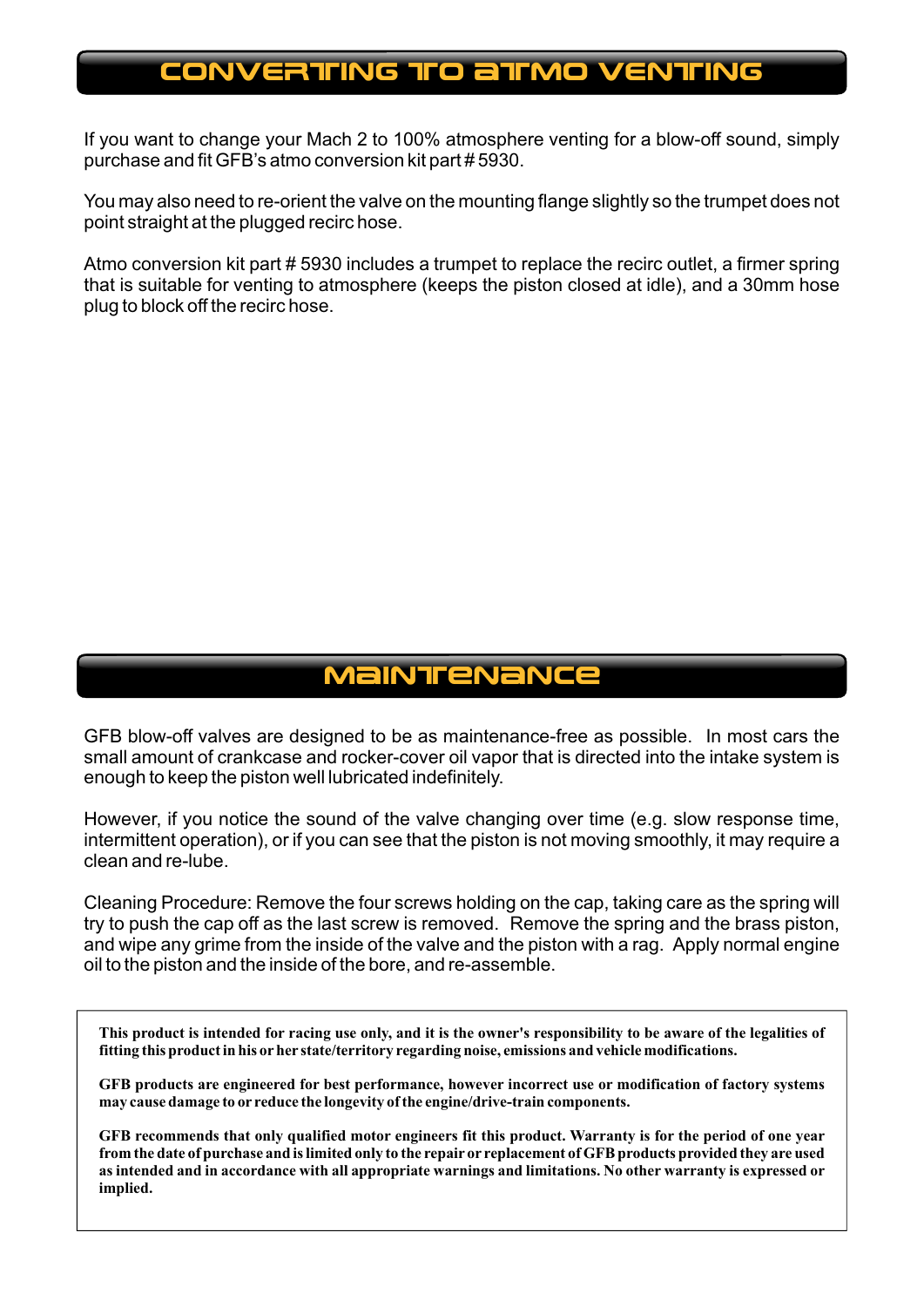## CONVERTING TO ATMO VENTING

If you want to change your Mach 2 to 100% atmosphere venting for a blow-off sound, simply purchase and fit GFB's atmo conversion kit part # 5930.

You may also need to re-orient the valve on the mounting flange slightly so the trumpet does not point straight at the plugged recirc hose.

Atmo conversion kit part # 5930 includes a trumpet to replace the recirc outlet, a firmer spring that is suitable for venting to atmosphere (keeps the piston closed at idle), and a 30mm hose plug to block off the recirc hose.

## MAINTENANCE

GFB blow-off valves are designed to be as maintenance-free as possible. In most cars the small amount of crankcase and rocker-cover oil vapor that is directed into the intake system is enough to keep the piston well lubricated indefinitely.

However, if you notice the sound of the valve changing over time (e.g. slow response time, intermittent operation), or if you can see that the piston is not moving smoothly, it may require a clean and re-lube.

Cleaning Procedure: Remove the four screws holding on the cap, taking care as the spring will try to push the cap off as the last screw is removed. Remove the spring and the brass piston, and wipe any grime from the inside of the valve and the piston with a rag. Apply normal engine oil to the piston and the inside of the bore, and re-assemble.

**This product is intended for racing use only, and it is the owner's responsibility to be aware of the legalities of fitting this product in his or her state/territory regarding noise, emissions and vehicle modifications.**

**GFB products are engineered for best performance, however incorrect use or modification of factory systems may cause damage to or reduce the longevity of the engine/drive-train components.**

**GFB recommends that only qualified motor engineers fit this product. Warranty is for the period of one year from the date of purchase and is limited only to the repair or replacement of GFB products provided they are used as intended and in accordance with all appropriate warnings and limitations. No other warranty is expressed or implied.**